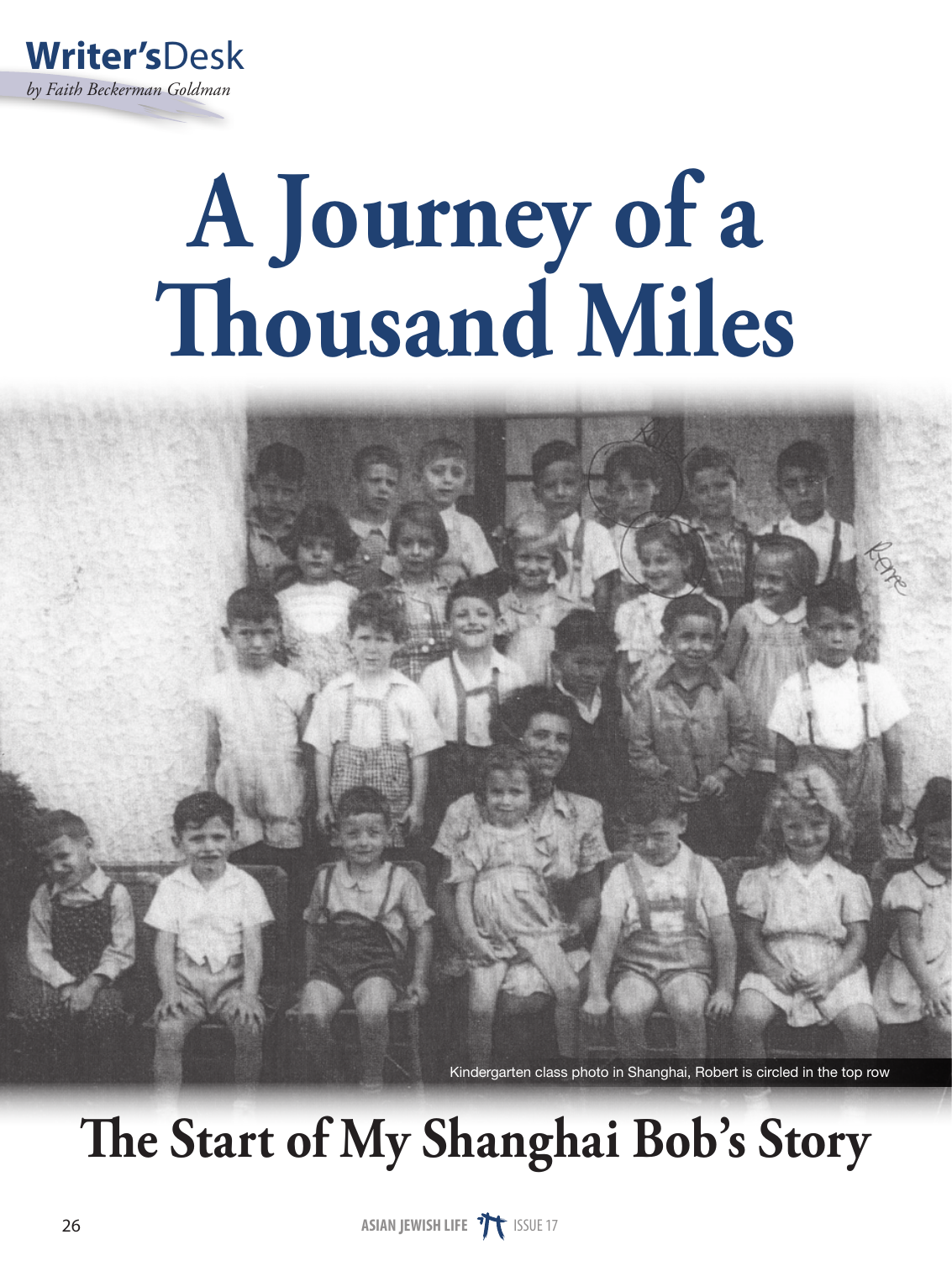**Writer's**Desk

*by Faith Beckerman Goldman*

# A Journey of a Thousand Miles

Kindergarten class photo in Shanghai, Robert is circled in the top row

## The Start of My Shanghai Bob's Story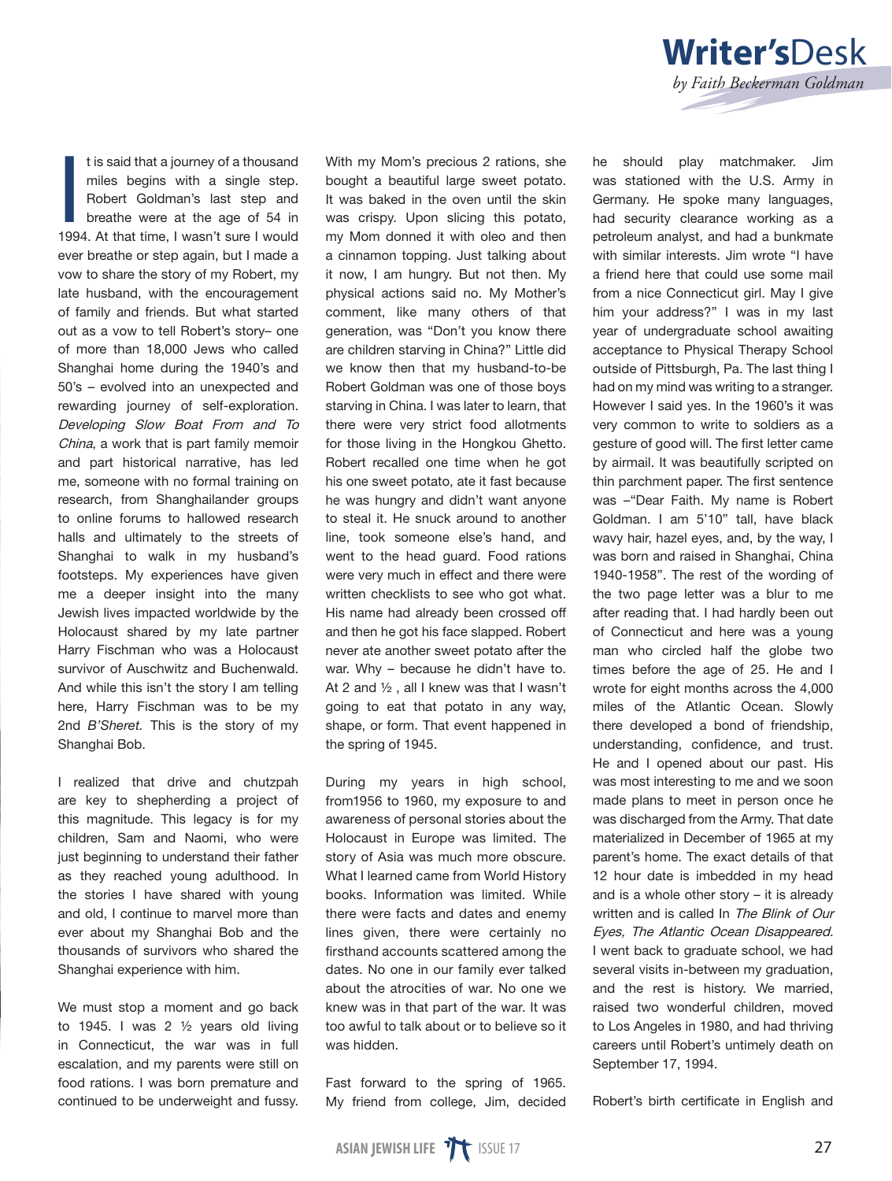# Writer'sDesk

*by Faith Beckerman Goldman*

It is said that a journey of a thousand miles begins with a single step. Robert Goldman's last step and breathe were at the age of 54 in 1994. At that time, I wasn't sure I would ever breathe or step again, but I made a vow to share the story of my Robert, my late husband, with the encouragement of family and friends. But what started out as a vow to tell Robert's story– one of more than 18,000 Jews who called Shanghai home during the 1940's and 50's – evolved into an unexpected and rewarding journey of self-exploration. *Developing Slow Boat From and To China*, a work that is part family memoir and part historical narrative, has led me, someone with no formal training on research, from Shanghailander groups to online forums to hallowed research halls and ultimately to the streets of Shanghai to walk in my husband's footsteps. My experiences have given me a deeper insight into the many Jewish lives impacted worldwide by the Holocaust shared by my late partner Harry Fischman who was a Holocaust survivor of Auschwitz and Buchenwald. And while this isn't the story I am telling here, Harry Fischman was to be my 2nd *B'Sheret.* This is the story of my Shanghai Bob.

I realized that drive and chutzpah are key to shepherding a project of this magnitude. This legacy is for my children, Sam and Naomi, who were just beginning to understand their father as they reached young adulthood. In the stories I have shared with young and old, I continue to marvel more than ever about my Shanghai Bob and the thousands of survivors who shared the Shanghai experience with him.

We must stop a moment and go back to 1945. I was 2 ½ years old living in Connecticut, the war was in full escalation, and my parents were still on food rations. I was born premature and continued to be underweight and fussy. With my Mom's precious 2 rations, she bought a beautiful large sweet potato. It was baked in the oven until the skin was crispy. Upon slicing this potato, my Mom donned it with oleo and then a cinnamon topping. Just talking about it now, I am hungry. But not then. My physical actions said no. My Mother's comment, like many others of that generation, was "Don't you know there are children starving in China?" Little did we know then that my husband-to-be Robert Goldman was one of those boys starving in China. I was later to learn, that there were very strict food allotments for those living in the Hongkou Ghetto. Robert recalled one time when he got his one sweet potato, ate it fast because he was hungry and didn't want anyone to steal it. He snuck around to another line, took someone else's hand, and went to the head guard. Food rations were very much in effect and there were written checklists to see who got what. His name had already been crossed off and then he got his face slapped. Robert never ate another sweet potato after the war. Why – because he didn't have to. At 2 and ½ , all I knew was that I wasn't going to eat that potato in any way, shape, or form. That event happened in the spring of 1945.

During my years in high school, from1956 to 1960, my exposure to and awareness of personal stories about the Holocaust in Europe was limited. The story of Asia was much more obscure. What I learned came from World History books. Information was limited. While there were facts and dates and enemy lines given, there were certainly no firsthand accounts scattered among the dates. No one in our family ever talked about the atrocities of war. No one we knew was in that part of the war. It was too awful to talk about or to believe so it was hidden.

Fast forward to the spring of 1965. My friend from college, Jim, decided he should play matchmaker. Jim was stationed with the U.S. Army in Germany. He spoke many languages, had security clearance working as a petroleum analyst, and had a bunkmate with similar interests. Jim wrote "I have a friend here that could use some mail from a nice Connecticut girl. May I give him your address?" I was in my last year of undergraduate school awaiting acceptance to Physical Therapy School outside of Pittsburgh, Pa. The last thing I had on my mind was writing to a stranger. However I said yes. In the 1960's it was very common to write to soldiers as a gesture of good will. The first letter came by airmail. It was beautifully scripted on thin parchment paper. The first sentence was –"Dear Faith. My name is Robert Goldman. I am 5'10" tall, have black wavy hair, hazel eyes, and, by the way, I was born and raised in Shanghai, China 1940-1958". The rest of the wording of the two page letter was a blur to me after reading that. I had hardly been out of Connecticut and here was a young man who circled half the globe two times before the age of 25. He and I wrote for eight months across the 4,000 miles of the Atlantic Ocean. Slowly there developed a bond of friendship, understanding, confidence, and trust. He and I opened about our past. His was most interesting to me and we soon made plans to meet in person once he was discharged from the Army. That date materialized in December of 1965 at my parent's home. The exact details of that 12 hour date is imbedded in my head and is a whole other story – it is already written and is called In *The Blink of Our Eyes, The Atlantic Ocean Disappeared.* I went back to graduate school, we had several visits in-between my graduation, and the rest is history. We married, raised two wonderful children, moved to Los Angeles in 1980, and had thriving careers until Robert's untimely death on September 17, 1994.

Robert's birth certificate in English and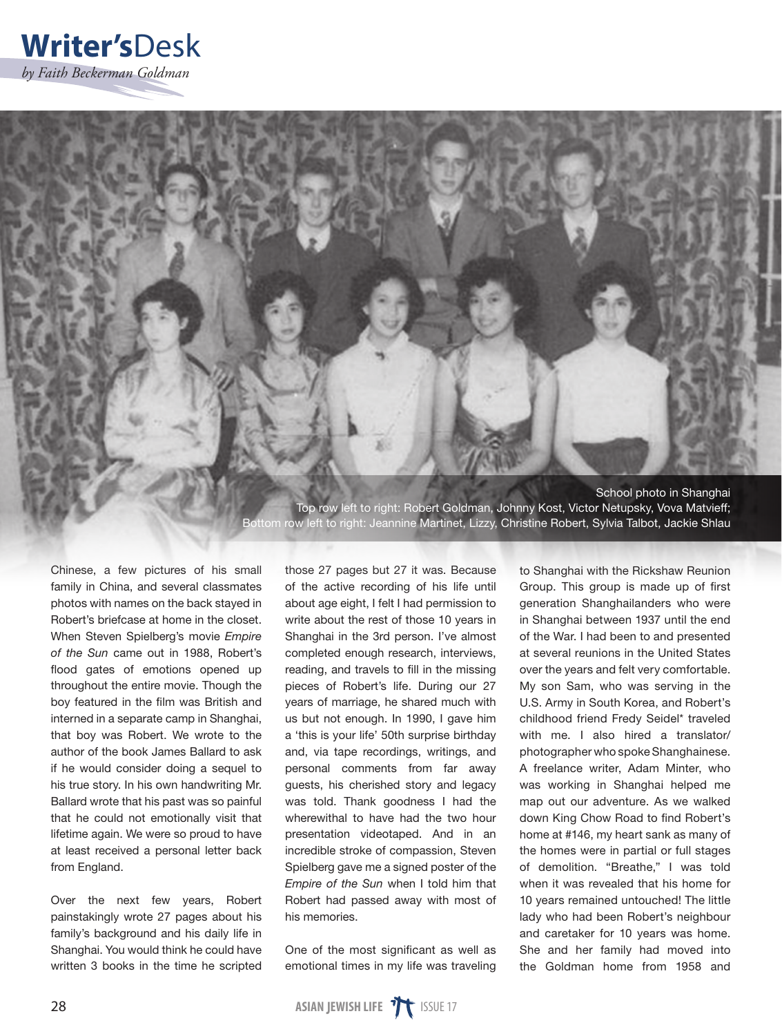## Writer's Desk

*by Faith Beckerman Goldman*

School photo in Shanghai
Top row left to right: Robert Goldman, Johnny Kost, Victor Netupsky, Vova Matvieff;
Bottom row left to right: Jeannine Martinet, Lizzy, Christine Robert, Sylvia Talbot, Jackie Shlau

Chinese, a few pictures of his small family in China, and several classmates photos with names on the back stayed in Robert's briefcase at home in the closet. When Steven Spielberg's movie *Empire of the Sun* came out in 1988, Robert's flood gates of emotions opened up throughout the entire movie. Though the boy featured in the film was British and interned in a separate camp in Shanghai, that boy was Robert. We wrote to the author of the book James Ballard to ask if he would consider doing a sequel to his true story. In his own handwriting Mr. Ballard wrote that his past was so painful that he could not emotionally visit that lifetime again. We were so proud to have at least received a personal letter back from England.

Over the next few years, Robert painstakingly wrote 27 pages about his family's background and his daily life in Shanghai. You would think he could have written 3 books in the time he scripted those 27 pages but 27 it was. Because of the active recording of his life until about age eight, I felt I had permission to write about the rest of those 10 years in Shanghai in the 3rd person. I've almost completed enough research, interviews, reading, and travels to fill in the missing pieces of Robert's life. During our 27 years of marriage, he shared much with us but not enough. In 1990, I gave him a 'this is your life' 50th surprise birthday and, via tape recordings, writings, and personal comments from far away guests, his cherished story and legacy was told. Thank goodness I had the wherewithal to have had the two hour presentation videotaped. And in an incredible stroke of compassion, Steven Spielberg gave me a signed poster of the *Empire of the Sun* when I told him that Robert had passed away with most of his memories.

One of the most significant as well as emotional times in my life was traveling to Shanghai with the Rickshaw Reunion Group. This group is made up of first generation Shanghailanders who were in Shanghai between 1937 until the end of the War. I had been to and presented at several reunions in the United States over the years and felt very comfortable. My son Sam, who was serving in the U.S. Army in South Korea, and Robert's childhood friend Fredy Seidel* traveled with me. I also hired a translator/ photographer who spoke Shanghainese. A freelance writer, Adam Minter, who was working in Shanghai helped me map out our adventure. As we walked down King Chow Road to find Robert's home at #146, my heart sank as many of the homes were in partial or full stages of demolition. "Breathe," I was told when it was revealed that his home for 10 years remained untouched! The little lady who had been Robert's neighbour and caretaker for 10 years was home. She and her family had moved into the Goldman home from 1958 and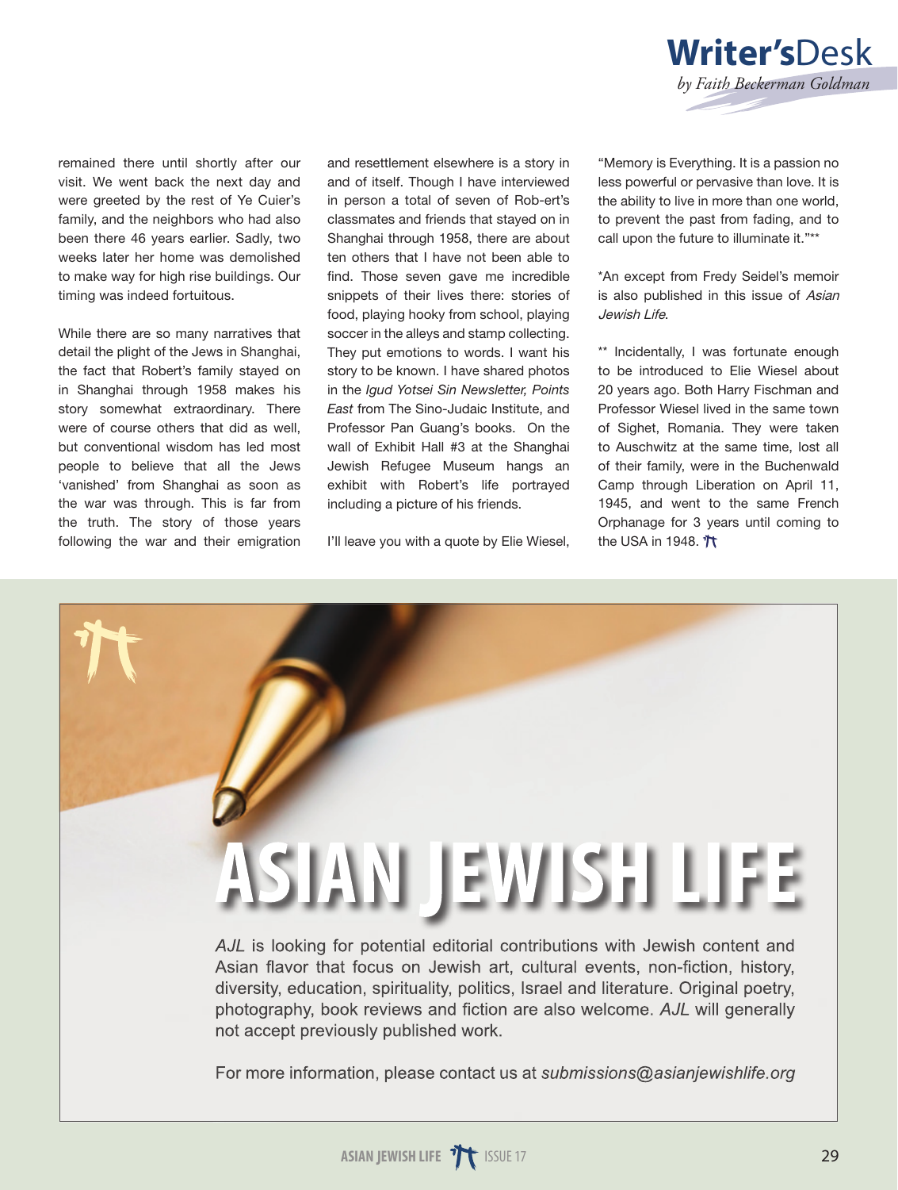## Writer'sDesk

*by Faith Beckerman Goldman*

remained there until shortly after our visit. We went back the next day and were greeted by the rest of Ye Cuier's family, and the neighbors who had also been there 46 years earlier. Sadly, two weeks later her home was demolished to make way for high rise buildings. Our timing was indeed fortuitous.

While there are so many narratives that detail the plight of the Jews in Shanghai, the fact that Robert's family stayed on in Shanghai through 1958 makes his story somewhat extraordinary. There were of course others that did as well, but conventional wisdom has led most people to believe that all the Jews 'vanished' from Shanghai as soon as the war was through. This is far from the truth. The story of those years following the war and their emigration and resettlement elsewhere is a story in and of itself. Though I have interviewed in person a total of seven of Rob-ert's classmates and friends that stayed on in Shanghai through 1958, there are about ten others that I have not been able to find. Those seven gave me incredible snippets of their lives there: stories of food, playing hooky from school, playing soccer in the alleys and stamp collecting. They put emotions to words. I want his story to be known. I have shared photos in the *Igud Yotsei Sin Newsletter, Points East* from The Sino-Judaic Institute, and Professor Pan Guang's books. On the wall of Exhibit Hall #3 at the Shanghai Jewish Refugee Museum hangs an exhibit with Robert's life portrayed including a picture of his friends.

I'll leave you with a quote by Elie Wiesel, "Memory is Everything. It is a passion no less powerful or pervasive than love. It is the ability to live in more than one world, to prevent the past from fading, and to call upon the future to illuminate it."**

*An except from Fredy Seidel's memoir is also published in this issue of *Asian Jewish Life*.

** Incidentally, I was fortunate enough to be introduced to Elie Wiesel about 20 years ago. Both Harry Fischman and Professor Wiesel lived in the same town of Sighet, Romania. They were taken to Auschwitz at the same time, lost all of their family, were in the Buchenwald Camp through Liberation on April 11, 1945, and went to the same French Orphanage for 3 years until coming to the USA in 1948.

# ASIAN JEWISH LIFE

*AJL* is looking for potential editorial contributions with Jewish content and Asian flavor that focus on Jewish art, cultural events, non-fiction, history, diversity, education, spirituality, politics, Israel and literature. Original poetry, photography, book reviews and fiction are also welcome. *AJL* will generally not accept previously published work.

For more information, please contact us at *submissions@asianjewishlife.org*